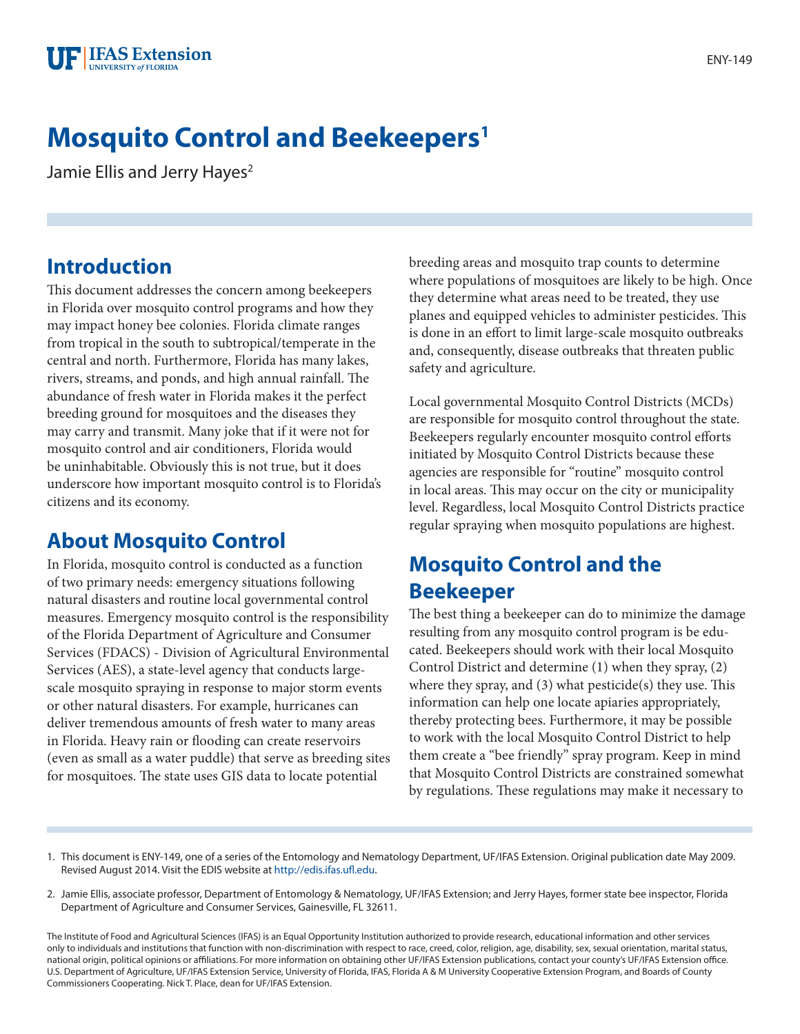# Mosquito Control and Beekeepers[1]

Jamie Ellis and Jerry Hayes[2]

## Introduction

This document addresses the concern among beekeepers in Florida over mosquito control programs and how they may impact honey bee colonies. Florida climate ranges from tropical in the south to subtropical/temperate in the central and north. Furthermore, Florida has many lakes, rivers, streams, and ponds, and high annual rainfall. The abundance of fresh water in Florida makes it the perfect breeding ground for mosquitoes and the diseases they may carry and transmit. Many joke that if it were not for mosquito control and air conditioners, Florida would be uninhabitable. Obviously this is not true, but it does underscore how important mosquito control is to Florida's citizens and its economy.

## About Mosquito Control

In Florida, mosquito control is conducted as a function of two primary needs: emergency situations following natural disasters and routine local governmental control measures. Emergency mosquito control is the responsibility of the Florida Department of Agriculture and Consumer Services (FDACS) - Division of Agricultural Environmental Services (AES), a state-level agency that conducts large-scale mosquito spraying in response to major storm events or other natural disasters. For example, hurricanes can deliver tremendous amounts of fresh water to many areas in Florida. Heavy rain or flooding can create reservoirs (even as small as a water puddle) that serve as breeding sites for mosquitoes. The state uses GIS data to locate potential breeding areas and mosquito trap counts to determine where populations of mosquitoes are likely to be high. Once they determine what areas need to be treated, they use planes and equipped vehicles to administer pesticides. This is done in an effort to limit large-scale mosquito outbreaks and, consequently, disease outbreaks that threaten public safety and agriculture.

Local governmental Mosquito Control Districts (MCDs) are responsible for mosquito control throughout the state. Beekeepers regularly encounter mosquito control efforts initiated by Mosquito Control Districts because these agencies are responsible for "routine" mosquito control in local areas. This may occur on the city or municipality level. Regardless, local Mosquito Control Districts practice regular spraying when mosquito populations are highest.

## Mosquito Control and the Beekeeper

The best thing a beekeeper can do to minimize the damage resulting from any mosquito control program is be educated. Beekeepers should work with their local Mosquito Control District and determine (1) when they spray, (2) where they spray, and (3) what pesticide(s) they use. This information can help one locate apiaries appropriately, thereby protecting bees. Furthermore, it may be possible to work with the local Mosquito Control District to help them create a "bee friendly" spray program. Keep in mind that Mosquito Control Districts are constrained somewhat by regulations. These regulations may make it necessary to

1. This document is ENY-149, one of a series of the Entomology and Nematology Department, UF/IFAS Extension. Original publication date May 2009. Revised August 2014. Visit the EDIS website at http://edis.ifas.ufl.edu.

2. Jamie Ellis, associate professor, Department of Entomology & Nematology, UF/IFAS Extension; and Jerry Hayes, former state bee inspector, Florida Department of Agriculture and Consumer Services, Gainesville, FL 32611.

The Institute of Food and Agricultural Sciences (IFAS) is an Equal Opportunity Institution authorized to provide research, educational information and other services only to individuals and institutions that function with non-discrimination with respect to race, creed, color, religion, age, disability, sex, sexual orientation, marital status, national origin, political opinions or affiliations. For more information on obtaining other UF/IFAS Extension publications, contact your county's UF/IFAS Extension office. U.S. Department of Agriculture, UF/IFAS Extension Service, University of Florida, IFAS, Florida A & M University Cooperative Extension Program, and Boards of County Commissioners Cooperating. Nick T. Place, dean for UF/IFAS Extension.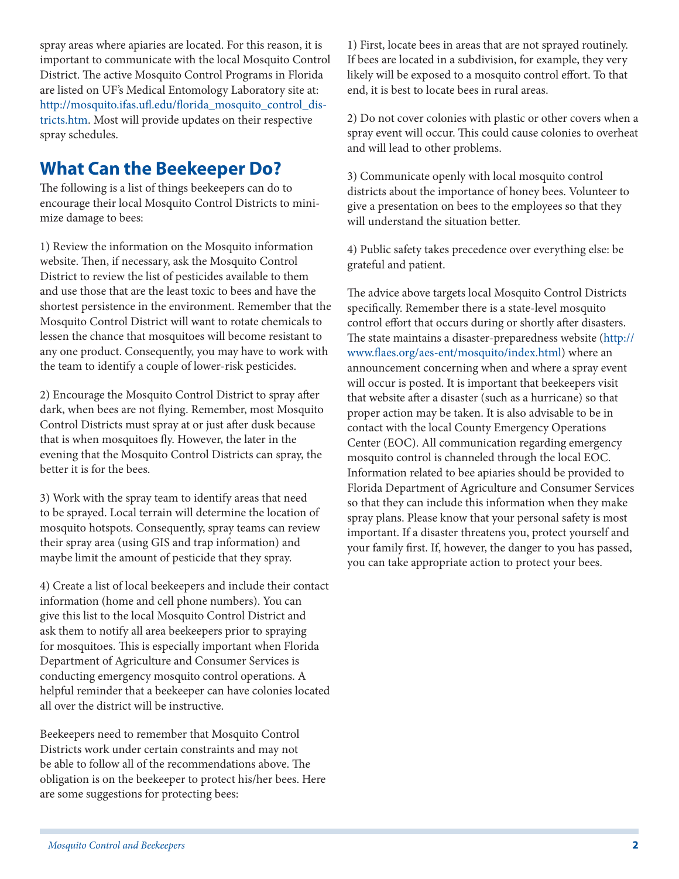spray areas where apiaries are located. For this reason, it is important to communicate with the local Mosquito Control District. The active Mosquito Control Programs in Florida are listed on UF's Medical Entomology Laboratory site at: http://mosquito.ifas.ufl.edu/florida_mosquito_control_districts.htm. Most will provide updates on their respective spray schedules.

## What Can the Beekeeper Do?

The following is a list of things beekeepers can do to encourage their local Mosquito Control Districts to minimize damage to bees:

1) Review the information on the Mosquito information website. Then, if necessary, ask the Mosquito Control District to review the list of pesticides available to them and use those that are the least toxic to bees and have the shortest persistence in the environment. Remember that the Mosquito Control District will want to rotate chemicals to lessen the chance that mosquitoes will become resistant to any one product. Consequently, you may have to work with the team to identify a couple of lower-risk pesticides.

2) Encourage the Mosquito Control District to spray after dark, when bees are not flying. Remember, most Mosquito Control Districts must spray at or just after dusk because that is when mosquitoes fly. However, the later in the evening that the Mosquito Control Districts can spray, the better it is for the bees.

3) Work with the spray team to identify areas that need to be sprayed. Local terrain will determine the location of mosquito hotspots. Consequently, spray teams can review their spray area (using GIS and trap information) and maybe limit the amount of pesticide that they spray.

4) Create a list of local beekeepers and include their contact information (home and cell phone numbers). You can give this list to the local Mosquito Control District and ask them to notify all area beekeepers prior to spraying for mosquitoes. This is especially important when Florida Department of Agriculture and Consumer Services is conducting emergency mosquito control operations. A helpful reminder that a beekeeper can have colonies located all over the district will be instructive.

Beekeepers need to remember that Mosquito Control Districts work under certain constraints and may not be able to follow all of the recommendations above. The obligation is on the beekeeper to protect his/her bees. Here are some suggestions for protecting bees:

1) First, locate bees in areas that are not sprayed routinely. If bees are located in a subdivision, for example, they very likely will be exposed to a mosquito control effort. To that end, it is best to locate bees in rural areas.

2) Do not cover colonies with plastic or other covers when a spray event will occur. This could cause colonies to overheat and will lead to other problems.

3) Communicate openly with local mosquito control districts about the importance of honey bees. Volunteer to give a presentation on bees to the employees so that they will understand the situation better.

4) Public safety takes precedence over everything else: be grateful and patient.

The advice above targets local Mosquito Control Districts specifically. Remember there is a state-level mosquito control effort that occurs during or shortly after disasters. The state maintains a disaster-preparedness website (http://www.flaes.org/aes-ent/mosquito/index.html) where an announcement concerning when and where a spray event will occur is posted. It is important that beekeepers visit that website after a disaster (such as a hurricane) so that proper action may be taken. It is also advisable to be in contact with the local County Emergency Operations Center (EOC). All communication regarding emergency mosquito control is channeled through the local EOC. Information related to bee apiaries should be provided to Florida Department of Agriculture and Consumer Services so that they can include this information when they make spray plans. Please know that your personal safety is most important. If a disaster threatens you, protect yourself and your family first. If, however, the danger to you has passed, you can take appropriate action to protect your bees.